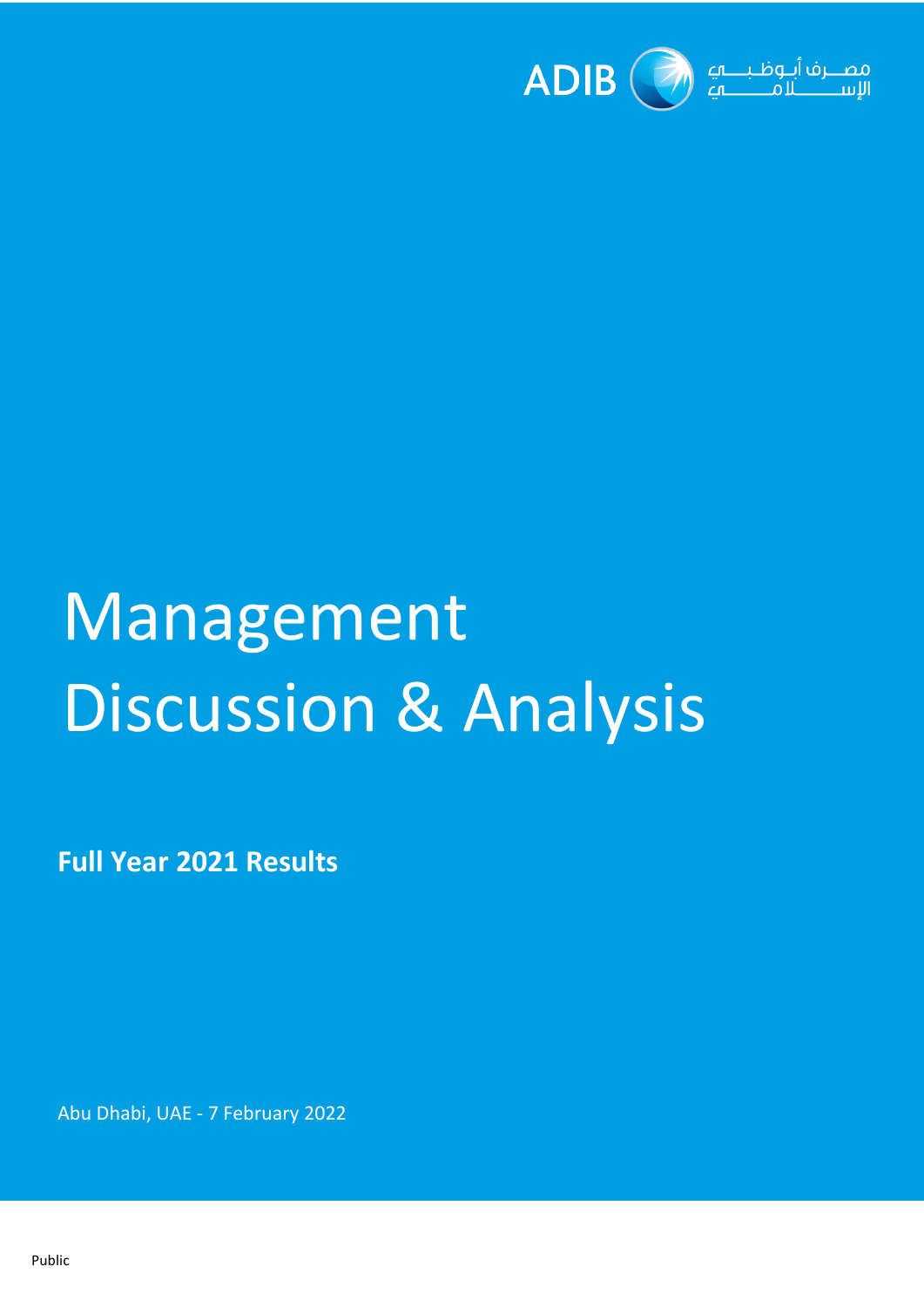ADIB مصرف أبوظبي الإسلامي

# Management Discussion & Analysis

**Full Year 2021 Results**

Abu Dhabi, UAE - 7 February 2022

Public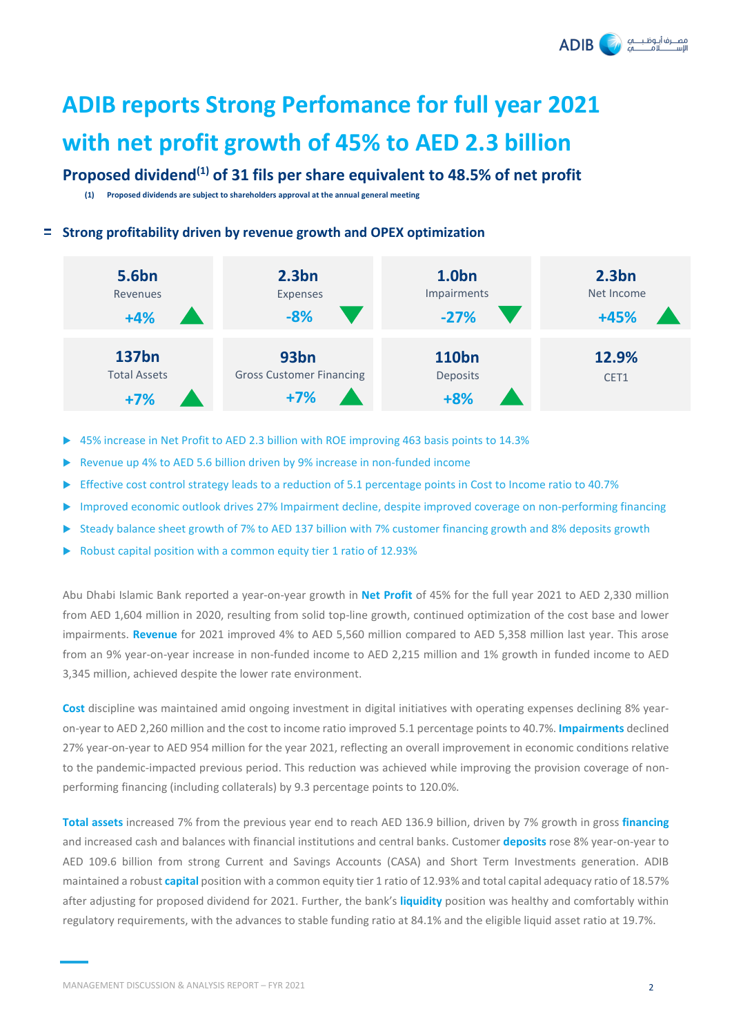# ADIB reports Strong Perfomance for full year 2021 with net profit growth of 45% to AED 2.3 billion

## Proposed dividend[(1)] of 31 fils per share equivalent to 48.5% of net profit

(1) Proposed dividends are subject to shareholders approval at the annual general meeting

### Strong profitability driven by revenue growth and OPEX optimization

| 5.6bn Revenues +4% ▲ | 2.3bn Expenses -8% ▼ | 1.0bn Impairments -27% ▼ | 2.3bn Net Income +45% ▲ |
|---|---|---|---|
| **137bn** Total Assets +7% ▲ | **93bn** Gross Customer Financing +7% ▲ | **110bn** Deposits +8% ▲ | **12.9%** CET1 |

- 45% increase in Net Profit to AED 2.3 billion with ROE improving 463 basis points to 14.3%
- Revenue up 4% to AED 5.6 billion driven by 9% increase in non-funded income
- Effective cost control strategy leads to a reduction of 5.1 percentage points in Cost to Income ratio to 40.7%
- Improved economic outlook drives 27% Impairment decline, despite improved coverage on non-performing financing
- Steady balance sheet growth of 7% to AED 137 billion with 7% customer financing growth and 8% deposits growth
- Robust capital position with a common equity tier 1 ratio of 12.93%

Abu Dhabi Islamic Bank reported a year-on-year growth in **Net Profit** of 45% for the full year 2021 to AED 2,330 million from AED 1,604 million in 2020, resulting from solid top-line growth, continued optimization of the cost base and lower impairments. **Revenue** for 2021 improved 4% to AED 5,560 million compared to AED 5,358 million last year. This arose from an 9% year-on-year increase in non-funded income to AED 2,215 million and 1% growth in funded income to AED 3,345 million, achieved despite the lower rate environment.

**Cost** discipline was maintained amid ongoing investment in digital initiatives with operating expenses declining 8% year-on-year to AED 2,260 million and the cost to income ratio improved 5.1 percentage points to 40.7%. **Impairments** declined 27% year-on-year to AED 954 million for the year 2021, reflecting an overall improvement in economic conditions relative to the pandemic-impacted previous period. This reduction was achieved while improving the provision coverage of non-performing financing (including collaterals) by 9.3 percentage points to 120.0%.

**Total assets** increased 7% from the previous year end to reach AED 136.9 billion, driven by 7% growth in gross **financing** and increased cash and balances with financial institutions and central banks. Customer **deposits** rose 8% year-on-year to AED 109.6 billion from strong Current and Savings Accounts (CASA) and Short Term Investments generation. ADIB maintained a robust **capital** position with a common equity tier 1 ratio of 12.93% and total capital adequacy ratio of 18.57% after adjusting for proposed dividend for 2021. Further, the bank's **liquidity** position was healthy and comfortably within regulatory requirements, with the advances to stable funding ratio at 84.1% and the eligible liquid asset ratio at 19.7%.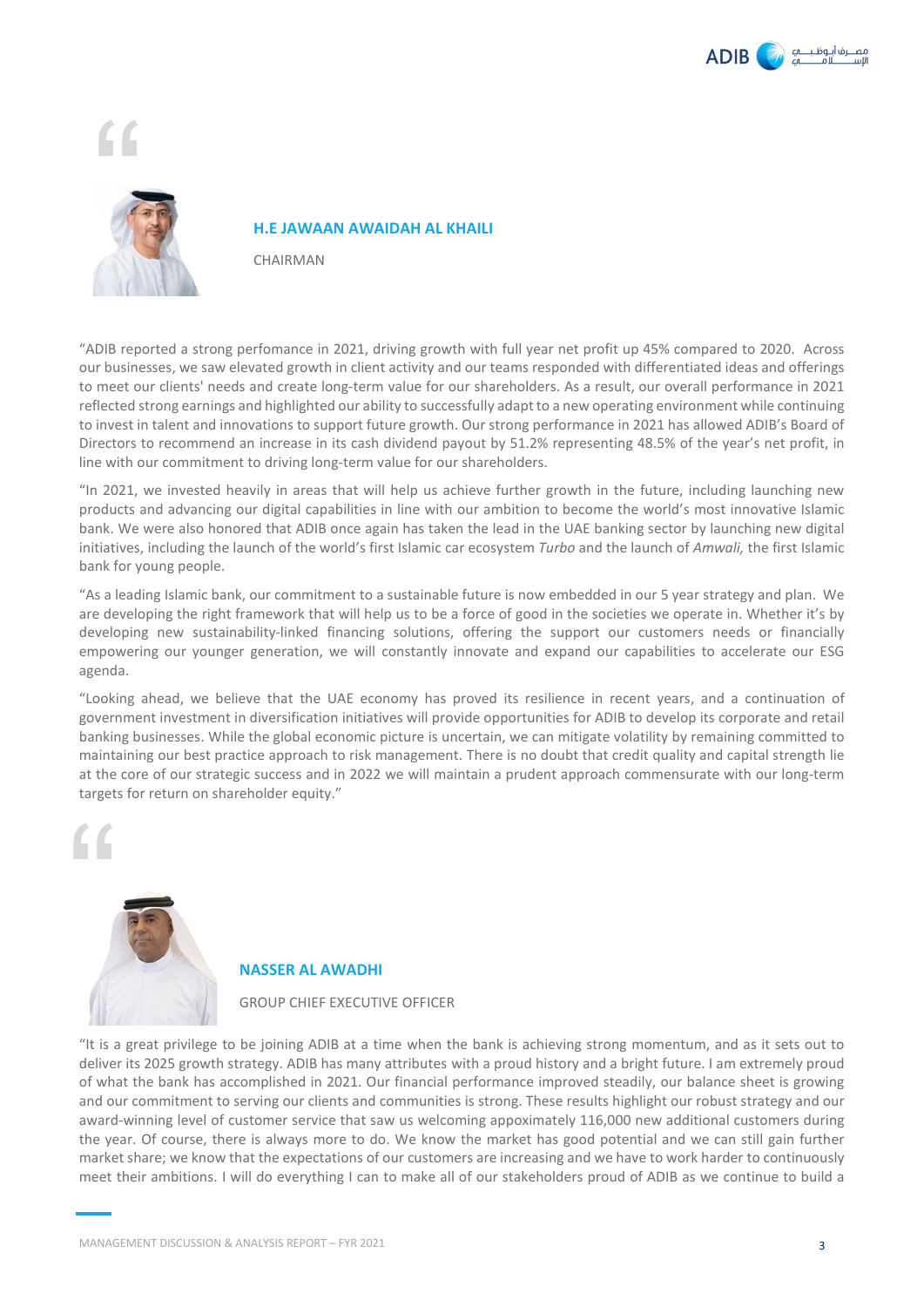**H.E JAWAAN AWAIDAH AL KHAILI**

CHAIRMAN

"ADIB reported a strong perfomance in 2021, driving growth with full year net profit up 45% compared to 2020. Across our businesses, we saw elevated growth in client activity and our teams responded with differentiated ideas and offerings to meet our clients' needs and create long-term value for our shareholders. As a result, our overall performance in 2021 reflected strong earnings and highlighted our ability to successfully adapt to a new operating environment while continuing to invest in talent and innovations to support future growth. Our strong performance in 2021 has allowed ADIB's Board of Directors to recommend an increase in its cash dividend payout by 51.2% representing 48.5% of the year's net profit, in line with our commitment to driving long-term value for our shareholders.

"In 2021, we invested heavily in areas that will help us achieve further growth in the future, including launching new products and advancing our digital capabilities in line with our ambition to become the world's most innovative Islamic bank. We were also honored that ADIB once again has taken the lead in the UAE banking sector by launching new digital initiatives, including the launch of the world's first Islamic car ecosystem *Turbo* and the launch of *Amwali,* the first Islamic bank for young people.

"As a leading Islamic bank, our commitment to a sustainable future is now embedded in our 5 year strategy and plan. We are developing the right framework that will help us to be a force of good in the societies we operate in. Whether it's by developing new sustainability-linked financing solutions, offering the support our customers needs or financially empowering our younger generation, we will constantly innovate and expand our capabilities to accelerate our ESG agenda.

"Looking ahead, we believe that the UAE economy has proved its resilience in recent years, and a continuation of government investment in diversification initiatives will provide opportunities for ADIB to develop its corporate and retail banking businesses. While the global economic picture is uncertain, we can mitigate volatility by remaining committed to maintaining our best practice approach to risk management. There is no doubt that credit quality and capital strength lie at the core of our strategic success and in 2022 we will maintain a prudent approach commensurate with our long-term targets for return on shareholder equity."

**NASSER AL AWADHI**

GROUP CHIEF EXECUTIVE OFFICER

"It is a great privilege to be joining ADIB at a time when the bank is achieving strong momentum, and as it sets out to deliver its 2025 growth strategy. ADIB has many attributes with a proud history and a bright future. I am extremely proud of what the bank has accomplished in 2021. Our financial performance improved steadily, our balance sheet is growing and our commitment to serving our clients and communities is strong. These results highlight our robust strategy and our award-winning level of customer service that saw us welcoming appoximately 116,000 new additional customers during the year. Of course, there is always more to do. We know the market has good potential and we can still gain further market share; we know that the expectations of our customers are increasing and we have to work harder to continuously meet their ambitions. I will do everything I can to make all of our stakeholders proud of ADIB as we continue to build a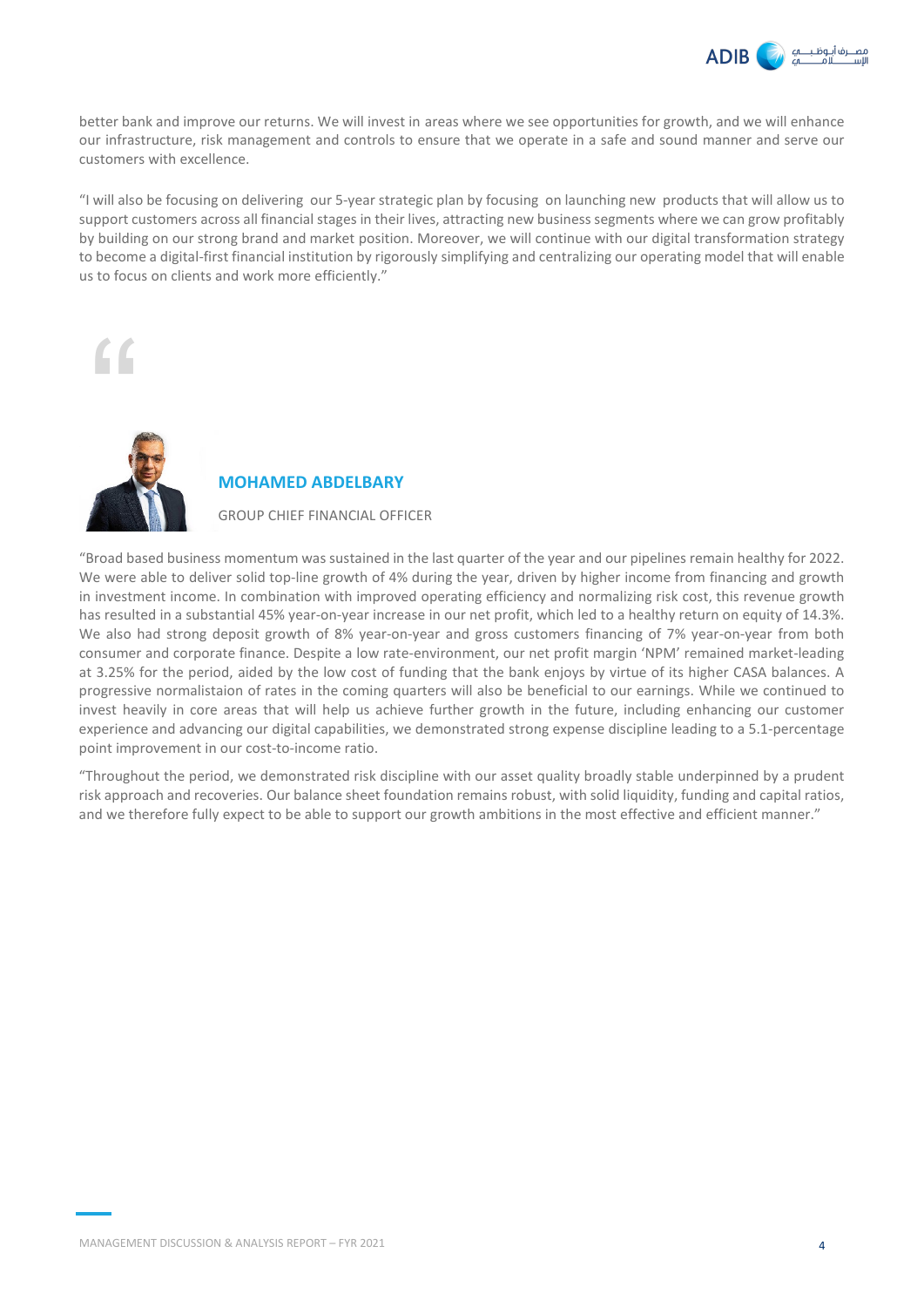better bank and improve our returns. We will invest in areas where we see opportunities for growth, and we will enhance our infrastructure, risk management and controls to ensure that we operate in a safe and sound manner and serve our customers with excellence.

"I will also be focusing on delivering our 5-year strategic plan by focusing on launching new products that will allow us to support customers across all financial stages in their lives, attracting new business segments where we can grow profitably by building on our strong brand and market position. Moreover, we will continue with our digital transformation strategy to become a digital-first financial institution by rigorously simplifying and centralizing our operating model that will enable us to focus on clients and work more efficiently."

### MOHAMED ABDELBARY

GROUP CHIEF FINANCIAL OFFICER

"Broad based business momentum was sustained in the last quarter of the year and our pipelines remain healthy for 2022. We were able to deliver solid top-line growth of 4% during the year, driven by higher income from financing and growth in investment income. In combination with improved operating efficiency and normalizing risk cost, this revenue growth has resulted in a substantial 45% year-on-year increase in our net profit, which led to a healthy return on equity of 14.3%. We also had strong deposit growth of 8% year-on-year and gross customers financing of 7% year-on-year from both consumer and corporate finance. Despite a low rate-environment, our net profit margin 'NPM' remained market-leading at 3.25% for the period, aided by the low cost of funding that the bank enjoys by virtue of its higher CASA balances. A progressive normalistaion of rates in the coming quarters will also be beneficial to our earnings. While we continued to invest heavily in core areas that will help us achieve further growth in the future, including enhancing our customer experience and advancing our digital capabilities, we demonstrated strong expense discipline leading to a 5.1-percentage point improvement in our cost-to-income ratio.

"Throughout the period, we demonstrated risk discipline with our asset quality broadly stable underpinned by a prudent risk approach and recoveries. Our balance sheet foundation remains robust, with solid liquidity, funding and capital ratios, and we therefore fully expect to be able to support our growth ambitions in the most effective and efficient manner."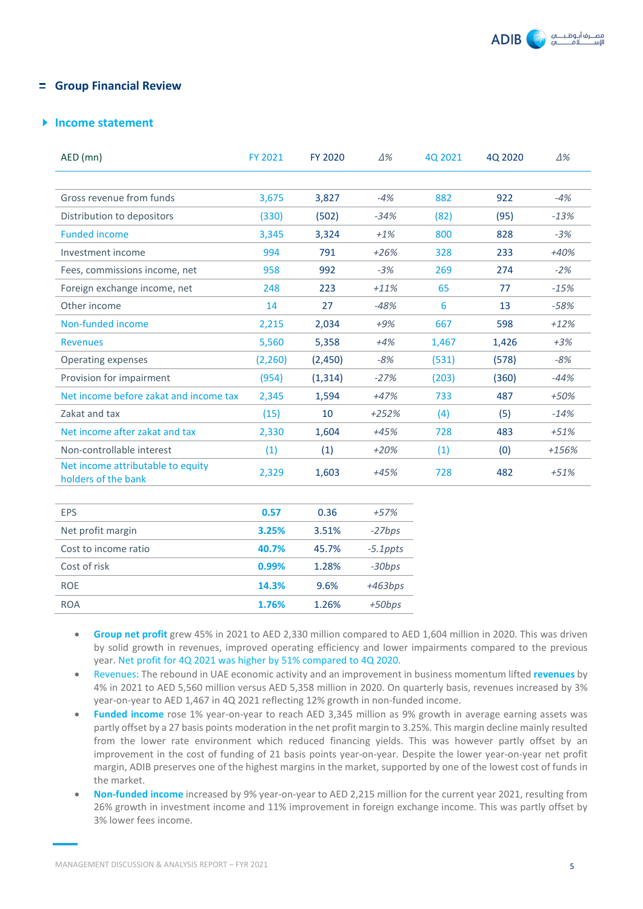## Group Financial Review

### Income statement

| AED (mn) | FY 2021 | FY 2020 | Δ% | 4Q 2021 | 4Q 2020 | Δ% |
|---|---|---|---|---|---|---|
| Gross revenue from funds | 3,675 | 3,827 | -4% | 882 | 922 | -4% |
| Distribution to depositors | (330) | (502) | -34% | (82) | (95) | -13% |
| Funded income | 3,345 | 3,324 | +1% | 800 | 828 | -3% |
| Investment income | 994 | 791 | +26% | 328 | 233 | +40% |
| Fees, commissions income, net | 958 | 992 | -3% | 269 | 274 | -2% |
| Foreign exchange income, net | 248 | 223 | +11% | 65 | 77 | -15% |
| Other income | 14 | 27 | -48% | 6 | 13 | -58% |
| Non-funded income | 2,215 | 2,034 | +9% | 667 | 598 | +12% |
| Revenues | 5,560 | 5,358 | +4% | 1,467 | 1,426 | +3% |
| Operating expenses | (2,260) | (2,450) | -8% | (531) | (578) | -8% |
| Provision for impairment | (954) | (1,314) | -27% | (203) | (360) | -44% |
| Net income before zakat and income tax | 2,345 | 1,594 | +47% | 733 | 487 | +50% |
| Zakat and tax | (15) | 10 | +252% | (4) | (5) | -14% |
| Net income after zakat and tax | 2,330 | 1,604 | +45% | 728 | 483 | +51% |
| Non-controllable interest | (1) | (1) | +20% | (1) | (0) | +156% |
| Net income attributable to equity holders of the bank | 2,329 | 1,603 | +45% | 728 | 482 | +51% |

| | FY 2021 | FY 2020 | Δ |
|---|---|---|---|
| EPS | **0.57** | 0.36 | +57% |
| Net profit margin | **3.25%** | 3.51% | -27bps |
| Cost to income ratio | **40.7%** | 45.7% | -5.1ppts |
| Cost of risk | **0.99%** | 1.28% | -30bps |
| ROE | **14.3%** | 9.6% | +463bps |
| ROA | **1.76%** | 1.26% | +50bps |

- **Group net profit** grew 45% in 2021 to AED 2,330 million compared to AED 1,604 million in 2020. This was driven by solid growth in revenues, improved operating efficiency and lower impairments compared to the previous year. Net profit for 4Q 2021 was higher by 51% compared to 4Q 2020.
- Revenues: The rebound in UAE economic activity and an improvement in business momentum lifted **revenues** by 4% in 2021 to AED 5,560 million versus AED 5,358 million in 2020. On quarterly basis, revenues increased by 3% year-on-year to AED 1,467 in 4Q 2021 reflecting 12% growth in non-funded income.
- **Funded income** rose 1% year-on-year to reach AED 3,345 million as 9% growth in average earning assets was partly offset by a 27 basis points moderation in the net profit margin to 3.25%. This margin decline mainly resulted from the lower rate environment which reduced financing yields. This was however partly offset by an improvement in the cost of funding of 21 basis points year-on-year. Despite the lower year-on-year net profit margin, ADIB preserves one of the highest margins in the market, supported by one of the lowest cost of funds in the market.
- **Non-funded income** increased by 9% year-on-year to AED 2,215 million for the current year 2021, resulting from 26% growth in investment income and 11% improvement in foreign exchange income. This was partly offset by 3% lower fees income.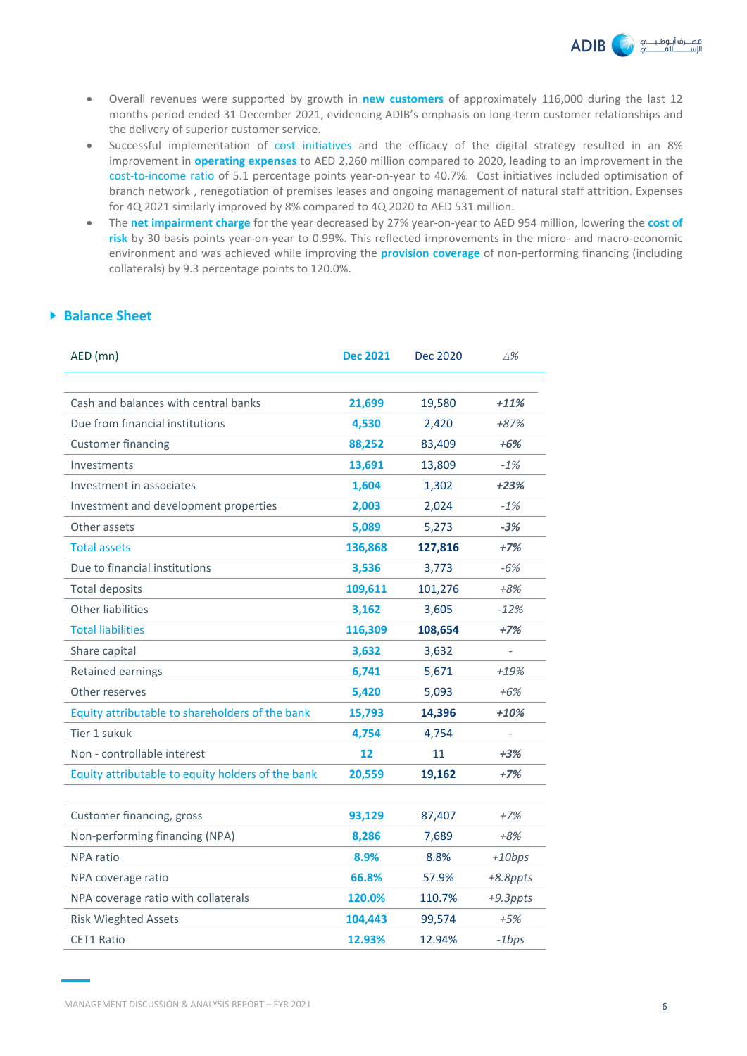- Overall revenues were supported by growth in **new customers** of approximately 116,000 during the last 12 months period ended 31 December 2021, evidencing ADIB's emphasis on long-term customer relationships and the delivery of superior customer service.
- Successful implementation of cost initiatives and the efficacy of the digital strategy resulted in an 8% improvement in **operating expenses** to AED 2,260 million compared to 2020, leading to an improvement in the cost-to-income ratio of 5.1 percentage points year-on-year to 40.7%. Cost initiatives included optimisation of branch network , renegotiation of premises leases and ongoing management of natural staff attrition. Expenses for 4Q 2021 similarly improved by 8% compared to 4Q 2020 to AED 531 million.
- The **net impairment charge** for the year decreased by 27% year-on-year to AED 954 million, lowering the **cost of risk** by 30 basis points year-on-year to 0.99%. This reflected improvements in the micro- and macro-economic environment and was achieved while improving the **provision coverage** of non-performing financing (including collaterals) by 9.3 percentage points to 120.0%.

## Balance Sheet

| AED (mn) | Dec 2021 | Dec 2020 | Δ% |
|---|---|---|---|
| Cash and balances with central banks | **21,699** | 19,580 | ***+11%*** |
| Due from financial institutions | **4,530** | 2,420 | *+87%* |
| Customer financing | **88,252** | 83,409 | ***+6%*** |
| Investments | **13,691** | 13,809 | *-1%* |
| Investment in associates | **1,604** | 1,302 | ***+23%*** |
| Investment and development properties | **2,003** | 2,024 | *-1%* |
| Other assets | **5,089** | 5,273 | ***-3%*** |
| Total assets | **136,868** | **127,816** | ***+7%*** |
| Due to financial institutions | **3,536** | 3,773 | *-6%* |
| Total deposits | **109,611** | 101,276 | *+8%* |
| Other liabilities | **3,162** | 3,605 | *-12%* |
| Total liabilities | **116,309** | **108,654** | ***+7%*** |
| Share capital | **3,632** | 3,632 | - |
| Retained earnings | **6,741** | 5,671 | *+19%* |
| Other reserves | **5,420** | 5,093 | *+6%* |
| Equity attributable to shareholders of the bank | **15,793** | **14,396** | ***+10%*** |
| Tier 1 sukuk | **4,754** | 4,754 | - |
| Non - controllable interest | **12** | 11 | ***+3%*** |
| Equity attributable to equity holders of the bank | **20,559** | **19,162** | ***+7%*** |
| | | | |
| Customer financing, gross | **93,129** | 87,407 | *+7%* |
| Non-performing financing (NPA) | **8,286** | 7,689 | *+8%* |
| NPA ratio | **8.9%** | 8.8% | *+10bps* |
| NPA coverage ratio | **66.8%** | 57.9% | *+8.8ppts* |
| NPA coverage ratio with collaterals | **120.0%** | 110.7% | *+9.3ppts* |
| Risk Wieghted Assets | **104,443** | 99,574 | *+5%* |
| CET1 Ratio | **12.93%** | 12.94% | *-1bps* |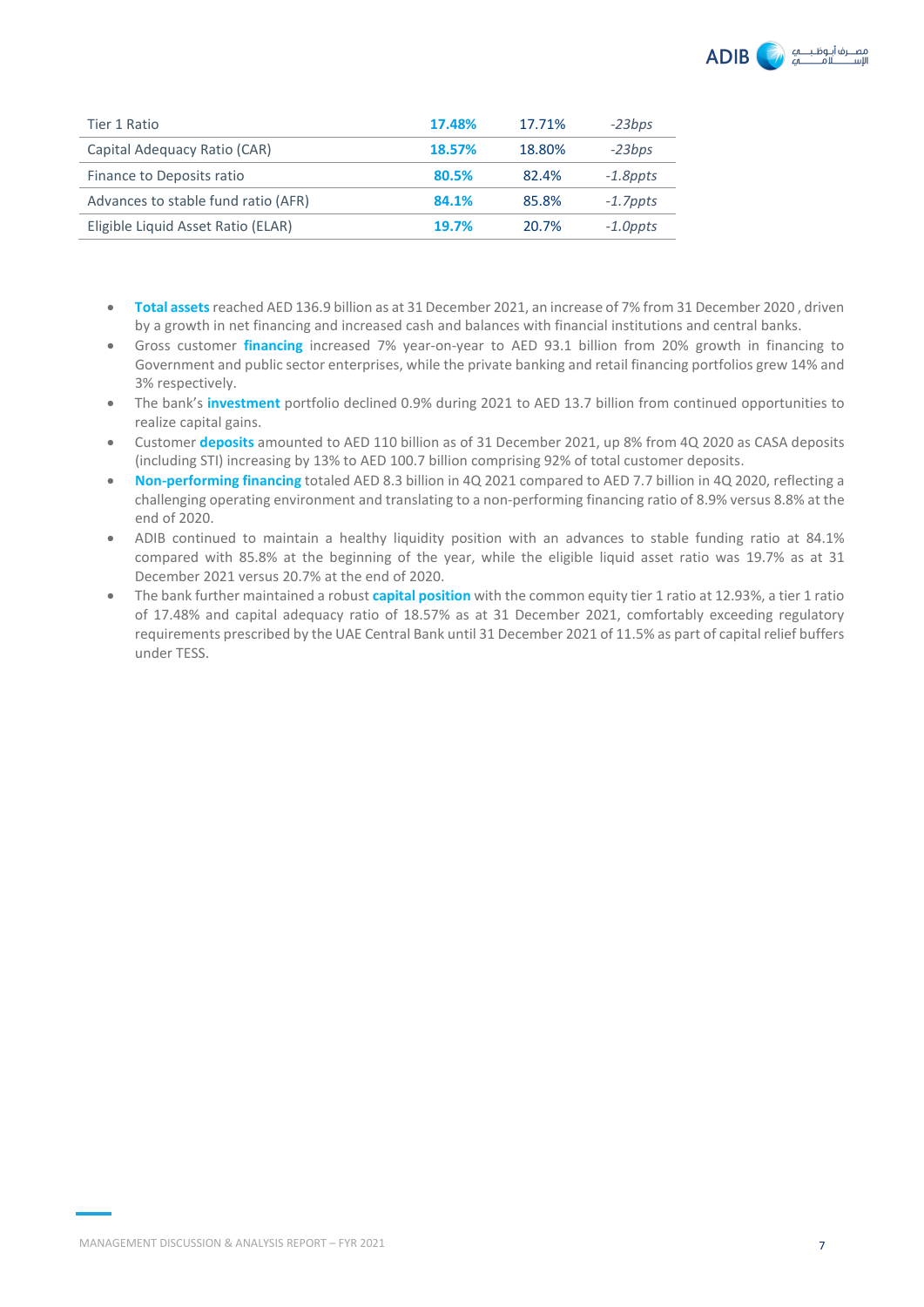| | | | |
|---|---|---|---|
| Tier 1 Ratio | **17.48%** | 17.71% | *-23bps* |
| Capital Adequacy Ratio (CAR) | **18.57%** | 18.80% | *-23bps* |
| Finance to Deposits ratio | **80.5%** | 82.4% | *-1.8ppts* |
| Advances to stable fund ratio (AFR) | **84.1%** | 85.8% | *-1.7ppts* |
| Eligible Liquid Asset Ratio (ELAR) | **19.7%** | 20.7% | *-1.0ppts* |

- **Total assets** reached AED 136.9 billion as at 31 December 2021, an increase of 7% from 31 December 2020 , driven by a growth in net financing and increased cash and balances with financial institutions and central banks.
- Gross customer **financing** increased 7% year-on-year to AED 93.1 billion from 20% growth in financing to Government and public sector enterprises, while the private banking and retail financing portfolios grew 14% and 3% respectively.
- The bank's **investment** portfolio declined 0.9% during 2021 to AED 13.7 billion from continued opportunities to realize capital gains.
- Customer **deposits** amounted to AED 110 billion as of 31 December 2021, up 8% from 4Q 2020 as CASA deposits (including STI) increasing by 13% to AED 100.7 billion comprising 92% of total customer deposits.
- **Non-performing financing** totaled AED 8.3 billion in 4Q 2021 compared to AED 7.7 billion in 4Q 2020, reflecting a challenging operating environment and translating to a non-performing financing ratio of 8.9% versus 8.8% at the end of 2020.
- ADIB continued to maintain a healthy liquidity position with an advances to stable funding ratio at 84.1% compared with 85.8% at the beginning of the year, while the eligible liquid asset ratio was 19.7% as at 31 December 2021 versus 20.7% at the end of 2020.
- The bank further maintained a robust **capital position** with the common equity tier 1 ratio at 12.93%, a tier 1 ratio of 17.48% and capital adequacy ratio of 18.57% as at 31 December 2021, comfortably exceeding regulatory requirements prescribed by the UAE Central Bank until 31 December 2021 of 11.5% as part of capital relief buffers under TESS.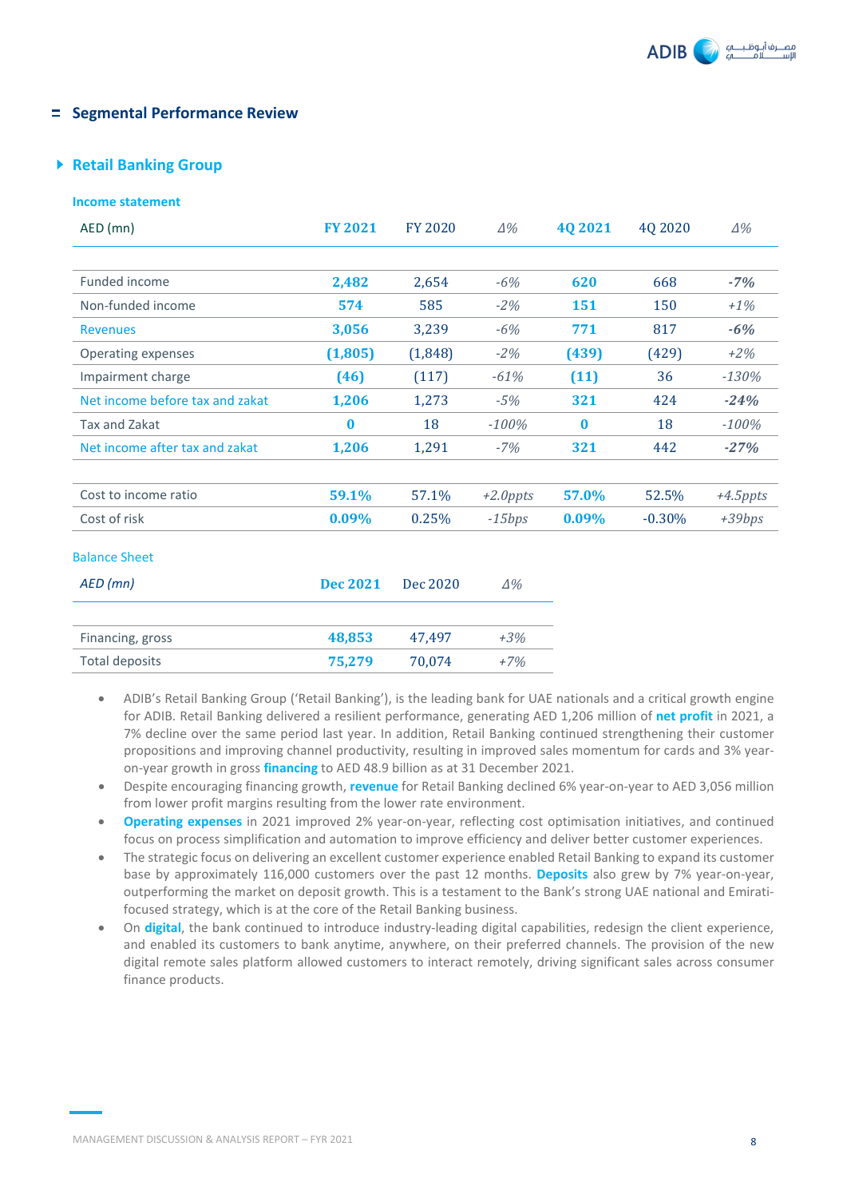## Segmental Performance Review

### Retail Banking Group

**Income statement**

| AED (mn) | FY 2021 | FY 2020 | Δ% | 4Q 2021 | 4Q 2020 | Δ% |
|---|---|---|---|---|---|---|
| Funded income | **2,482** | 2,654 | -6% | **620** | 668 | **-7%** |
| Non-funded income | **574** | 585 | -2% | **151** | 150 | +1% |
| Revenues | **3,056** | 3,239 | -6% | **771** | 817 | **-6%** |
| Operating expenses | **(1,805)** | (1,848) | -2% | **(439)** | (429) | +2% |
| Impairment charge | **(46)** | (117) | -61% | **(11)** | 36 | -130% |
| Net income before tax and zakat | **1,206** | 1,273 | -5% | **321** | 424 | **-24%** |
| Tax and Zakat | **0** | 18 | -100% | **0** | 18 | -100% |
| Net income after tax and zakat | **1,206** | 1,291 | -7% | **321** | 442 | **-27%** |
| Cost to income ratio | **59.1%** | 57.1% | +2.0ppts | **57.0%** | 52.5% | +4.5ppts |
| Cost of risk | **0.09%** | 0.25% | -15bps | **0.09%** | -0.30% | +39bps |

**Balance Sheet**

| AED (mn) | Dec 2021 | Dec 2020 | Δ% |
|---|---|---|---|
| Financing, gross | **48,853** | 47,497 | +3% |
| Total deposits | **75,279** | 70,074 | +7% |

- ADIB's Retail Banking Group ('Retail Banking'), is the leading bank for UAE nationals and a critical growth engine for ADIB. Retail Banking delivered a resilient performance, generating AED 1,206 million of **net profit** in 2021, a 7% decline over the same period last year. In addition, Retail Banking continued strengthening their customer propositions and improving channel productivity, resulting in improved sales momentum for cards and 3% year-on-year growth in gross **financing** to AED 48.9 billion as at 31 December 2021.
- Despite encouraging financing growth, **revenue** for Retail Banking declined 6% year-on-year to AED 3,056 million from lower profit margins resulting from the lower rate environment.
- **Operating expenses** in 2021 improved 2% year-on-year, reflecting cost optimisation initiatives, and continued focus on process simplification and automation to improve efficiency and deliver better customer experiences.
- The strategic focus on delivering an excellent customer experience enabled Retail Banking to expand its customer base by approximately 116,000 customers over the past 12 months. **Deposits** also grew by 7% year-on-year, outperforming the market on deposit growth. This is a testament to the Bank's strong UAE national and Emirati-focused strategy, which is at the core of the Retail Banking business.
- On **digital**, the bank continued to introduce industry-leading digital capabilities, redesign the client experience, and enabled its customers to bank anytime, anywhere, on their preferred channels. The provision of the new digital remote sales platform allowed customers to interact remotely, driving significant sales across consumer finance products.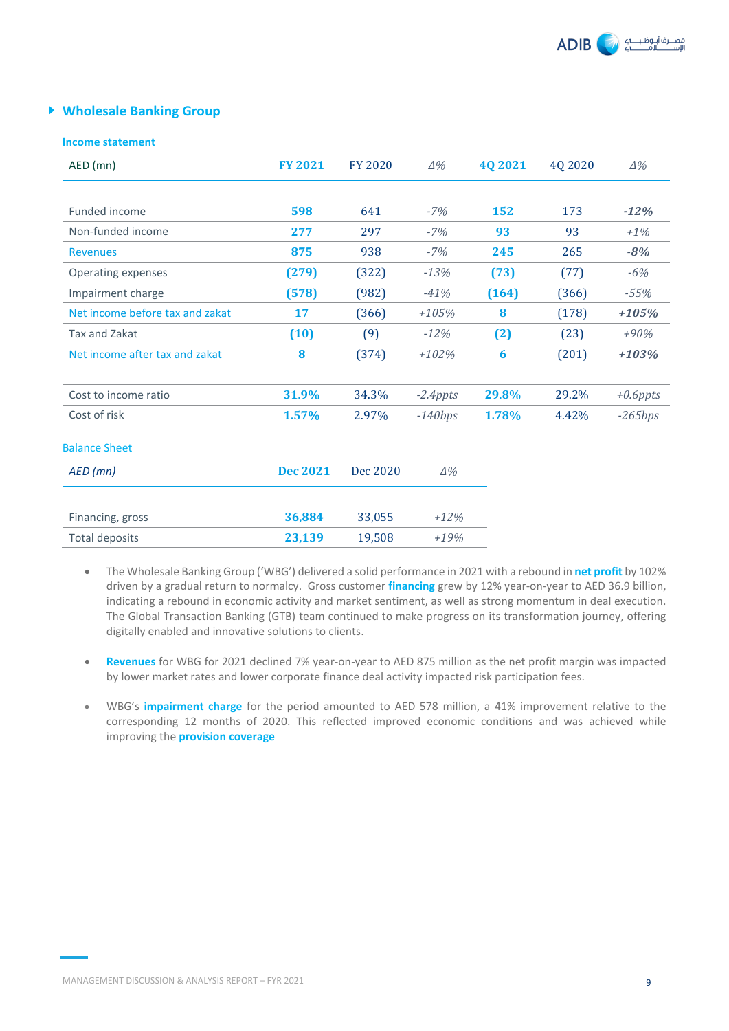## Wholesale Banking Group

### Income statement

| AED (mn) | FY 2021 | FY 2020 | Δ% | 4Q 2021 | 4Q 2020 | Δ% |
|---|---|---|---|---|---|---|
| Funded income | 598 | 641 | -7% | 152 | 173 | -12% |
| Non-funded income | 277 | 297 | -7% | 93 | 93 | +1% |
| Revenues | 875 | 938 | -7% | 245 | 265 | -8% |
| Operating expenses | (279) | (322) | -13% | (73) | (77) | -6% |
| Impairment charge | (578) | (982) | -41% | (164) | (366) | -55% |
| Net income before tax and zakat | 17 | (366) | +105% | 8 | (178) | +105% |
| Tax and Zakat | (10) | (9) | -12% | (2) | (23) | +90% |
| Net income after tax and zakat | 8 | (374) | +102% | 6 | (201) | +103% |
| | | | | | | |
| Cost to income ratio | 31.9% | 34.3% | -2.4ppts | 29.8% | 29.2% | +0.6ppts |
| Cost of risk | 1.57% | 2.97% | -140bps | 1.78% | 4.42% | -265bps |

### Balance Sheet

| AED (mn) | Dec 2021 | Dec 2020 | Δ% |
|---|---|---|---|
| Financing, gross | 36,884 | 33,055 | +12% |
| Total deposits | 23,139 | 19,508 | +19% |

- The Wholesale Banking Group ('WBG') delivered a solid performance in 2021 with a rebound in **net profit** by 102% driven by a gradual return to normalcy. Gross customer **financing** grew by 12% year-on-year to AED 36.9 billion, indicating a rebound in economic activity and market sentiment, as well as strong momentum in deal execution. The Global Transaction Banking (GTB) team continued to make progress on its transformation journey, offering digitally enabled and innovative solutions to clients.

- **Revenues** for WBG for 2021 declined 7% year-on-year to AED 875 million as the net profit margin was impacted by lower market rates and lower corporate finance deal activity impacted risk participation fees.

- WBG's **impairment charge** for the period amounted to AED 578 million, a 41% improvement relative to the corresponding 12 months of 2020. This reflected improved economic conditions and was achieved while improving the **provision coverage**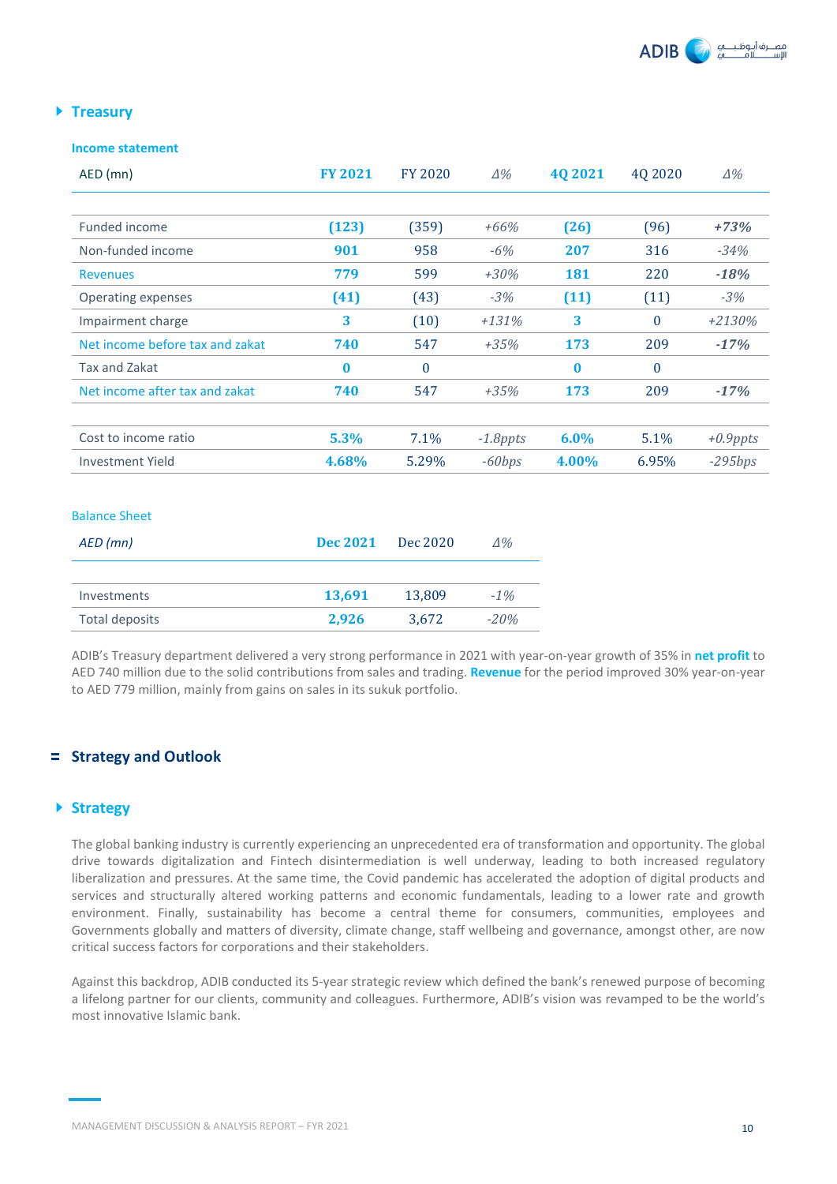## Treasury

### Income statement

| AED (mn) | FY 2021 | FY 2020 | Δ% | 4Q 2021 | 4Q 2020 | Δ% |
|---|---|---|---|---|---|---|
| Funded income | (123) | (359) | +66% | (26) | (96) | +73% |
| Non-funded income | 901 | 958 | -6% | 207 | 316 | -34% |
| Revenues | 779 | 599 | +30% | 181 | 220 | -18% |
| Operating expenses | (41) | (43) | -3% | (11) | (11) | -3% |
| Impairment charge | 3 | (10) | +131% | 3 | 0 | +2130% |
| Net income before tax and zakat | 740 | 547 | +35% | 173 | 209 | -17% |
| Tax and Zakat | 0 | 0 | | 0 | 0 | |
| Net income after tax and zakat | 740 | 547 | +35% | 173 | 209 | -17% |
| Cost to income ratio | 5.3% | 7.1% | -1.8ppts | 6.0% | 5.1% | +0.9ppts |
| Investment Yield | 4.68% | 5.29% | -60bps | 4.00% | 6.95% | -295bps |

### Balance Sheet

| AED (mn) | Dec 2021 | Dec 2020 | Δ% |
|---|---|---|---|
| Investments | 13,691 | 13,809 | -1% |
| Total deposits | 2,926 | 3,672 | -20% |

ADIB's Treasury department delivered a very strong performance in 2021 with year-on-year growth of 35% in **net profit** to AED 740 million due to the solid contributions from sales and trading. **Revenue** for the period improved 30% year-on-year to AED 779 million, mainly from gains on sales in its sukuk portfolio.

# Strategy and Outlook

## Strategy

The global banking industry is currently experiencing an unprecedented era of transformation and opportunity. The global drive towards digitalization and Fintech disintermediation is well underway, leading to both increased regulatory liberalization and pressures. At the same time, the Covid pandemic has accelerated the adoption of digital products and services and structurally altered working patterns and economic fundamentals, leading to a lower rate and growth environment. Finally, sustainability has become a central theme for consumers, communities, employees and Governments globally and matters of diversity, climate change, staff wellbeing and governance, amongst other, are now critical success factors for corporations and their stakeholders.

Against this backdrop, ADIB conducted its 5-year strategic review which defined the bank's renewed purpose of becoming a lifelong partner for our clients, community and colleagues. Furthermore, ADIB's vision was revamped to be the world's most innovative Islamic bank.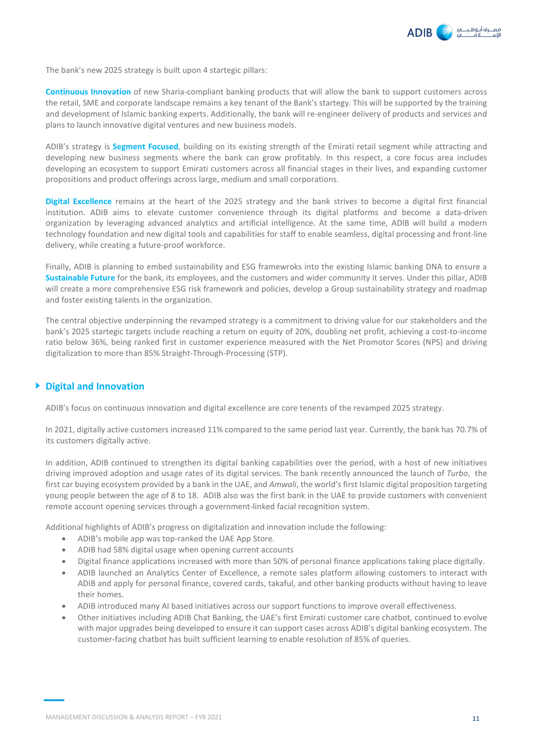The bank's new 2025 strategy is built upon 4 startegic pillars:

**Continuous Innovation** of new Sharia-compliant banking products that will allow the bank to support customers across the retail, SME and corporate landscape remains a key tenant of the Bank's startegy. This will be supported by the training and development of Islamic banking experts. Additionally, the bank will re-engineer delivery of products and services and plans to launch innovative digital ventures and new business models.

ADIB's strategy is **Segment Focused**, building on its existing strength of the Emirati retail segment while attracting and developing new business segments where the bank can grow profitably. In this respect, a core focus area includes developing an ecosystem to support Emirati customers across all financial stages in their lives, and expanding customer propositions and product offerings across large, medium and small corporations.

**Digital Excellence** remains at the heart of the 2025 strategy and the bank strives to become a digital first financial institution. ADIB aims to elevate customer convenience through its digital platforms and become a data-driven organization by leveraging advanced analytics and artificial intelligence. At the same time, ADIB will build a modern technology foundation and new digital tools and capabilities for staff to enable seamless, digital processing and front-line delivery, while creating a future-proof workforce.

Finally, ADIB is planning to embed sustainability and ESG framewroks into the existing Islamic banking DNA to ensure a **Sustainable Future** for the bank, its employees, and the customers and wider community it serves. Under this pillar, ADIB will create a more comprehensive ESG risk framework and policies, develop a Group sustainability strategy and roadmap and foster existing talents in the organization.

The central objective underpinning the revamped strategy is a commitment to driving value for our stakeholders and the bank's 2025 startegic targets include reaching a return on equity of 20%, doubling net profit, achieving a cost-to-income ratio below 36%, being ranked first in customer experience measured with the Net Promotor Scores (NPS) and driving digitalization to more than 85% Straight-Through-Processing (STP).

## Digital and Innovation

ADIB's focus on continuous innovation and digital excellence are core tenents of the revamped 2025 strategy.

In 2021, digitally active customers increased 11% compared to the same period last year. Currently, the bank has 70.7% of its customers digitally active.

In addition, ADIB continued to strengthen its digital banking capabilities over the period, with a host of new initiatives driving improved adoption and usage rates of its digital services. The bank recently announced the launch of *Turbo*, the first car buying ecosystem provided by a bank in the UAE, and *Amwali*, the world's first Islamic digital proposition targeting young people between the age of 8 to 18. ADIB also was the first bank in the UAE to provide customers with convenient remote account opening services through a government-linked facial recognition system.

Additional highlights of ADIB's progress on digitalization and innovation include the following:

- ADIB's mobile app was top-ranked the UAE App Store.
- ADIB had 58% digital usage when opening current accounts
- Digital finance applications increased with more than 50% of personal finance applications taking place digitally.
- ADIB launched an Analytics Center of Excellence, a remote sales platform allowing customers to interact with ADIB and apply for personal finance, covered cards, takaful, and other banking products without having to leave their homes.
- ADIB introduced many AI based initiatives across our support functions to improve overall effectiveness.
- Other initiatives including ADIB Chat Banking, the UAE's first Emirati customer care chatbot, continued to evolve with major upgrades being developed to ensure it can support cases across ADIB's digital banking ecosystem. The customer-facing chatbot has built sufficient learning to enable resolution of 85% of queries.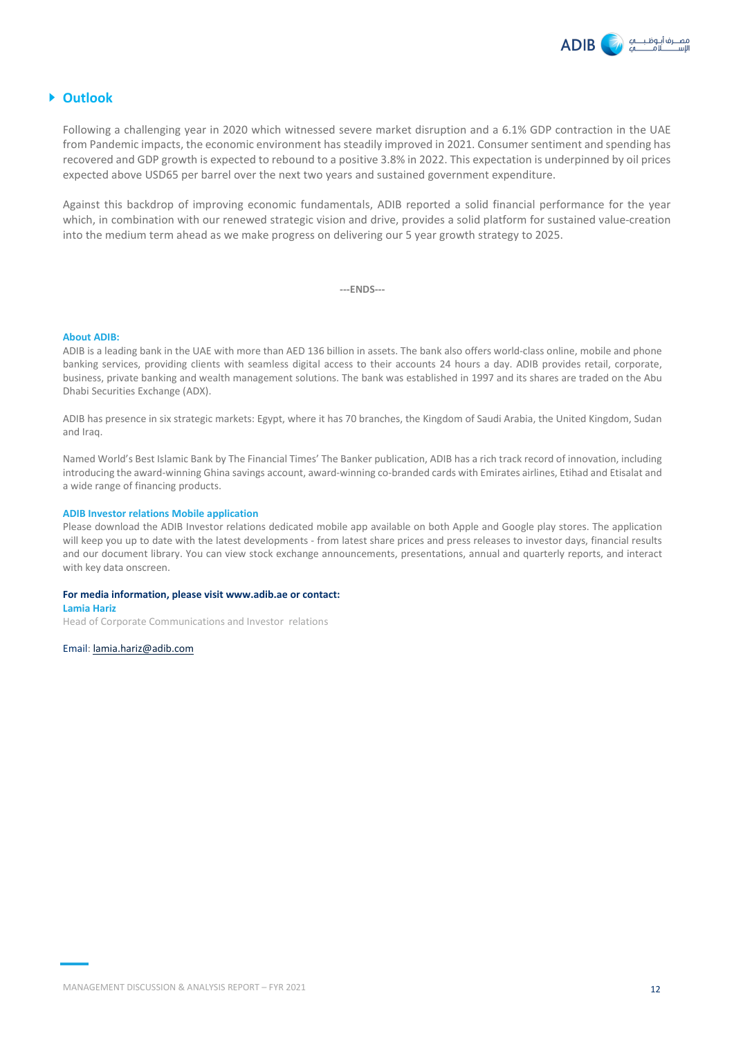## Outlook

Following a challenging year in 2020 which witnessed severe market disruption and a 6.1% GDP contraction in the UAE from Pandemic impacts, the economic environment has steadily improved in 2021. Consumer sentiment and spending has recovered and GDP growth is expected to rebound to a positive 3.8% in 2022. This expectation is underpinned by oil prices expected above USD65 per barrel over the next two years and sustained government expenditure.

Against this backdrop of improving economic fundamentals, ADIB reported a solid financial performance for the year which, in combination with our renewed strategic vision and drive, provides a solid platform for sustained value-creation into the medium term ahead as we make progress on delivering our 5 year growth strategy to 2025.

---ENDS---

**About ADIB:**

ADIB is a leading bank in the UAE with more than AED 136 billion in assets. The bank also offers world-class online, mobile and phone banking services, providing clients with seamless digital access to their accounts 24 hours a day. ADIB provides retail, corporate, business, private banking and wealth management solutions. The bank was established in 1997 and its shares are traded on the Abu Dhabi Securities Exchange (ADX).

ADIB has presence in six strategic markets: Egypt, where it has 70 branches, the Kingdom of Saudi Arabia, the United Kingdom, Sudan and Iraq.

Named World's Best Islamic Bank by The Financial Times' The Banker publication, ADIB has a rich track record of innovation, including introducing the award-winning Ghina savings account, award-winning co-branded cards with Emirates airlines, Etihad and Etisalat and a wide range of financing products.

**ADIB Investor relations Mobile application**

Please download the ADIB Investor relations dedicated mobile app available on both Apple and Google play stores. The application will keep you up to date with the latest developments - from latest share prices and press releases to investor days, financial results and our document library. You can view stock exchange announcements, presentations, annual and quarterly reports, and interact with key data onscreen.

**For media information, please visit www.adib.ae or contact:**

**Lamia Hariz**

Head of Corporate Communications and Investor relations

Email: lamia.hariz@adib.com